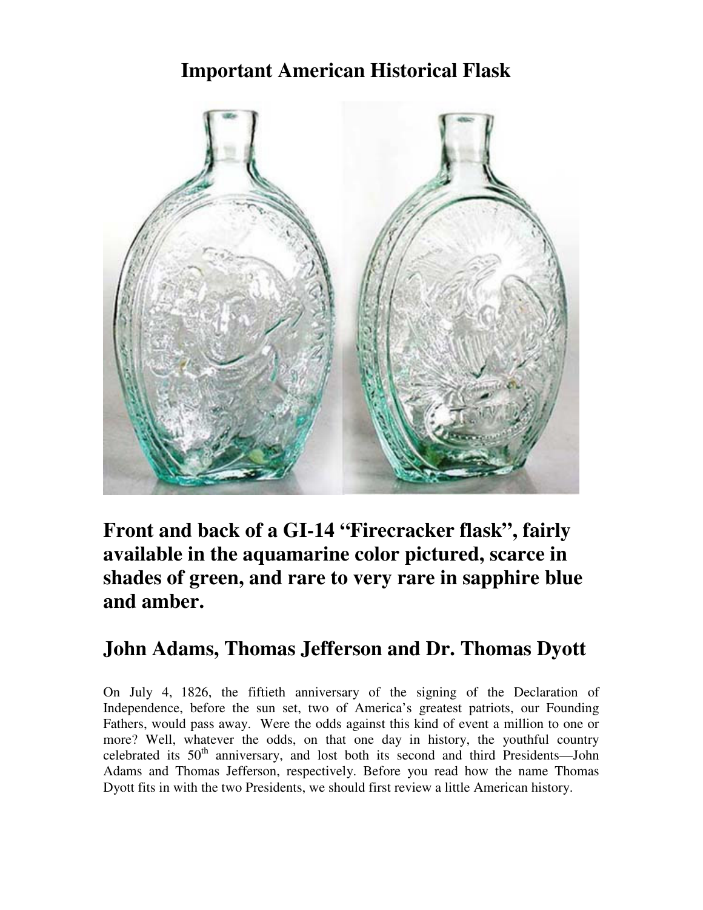# Important American Historical Flask

**Front and back of a GI-14 "Firecracker flask", fairly available in the aquamarine color pictured, scarce in shades of green, and rare to very rare in sapphire blue and amber.**

## John Adams, Thomas Jefferson and Dr. Thomas Dyott

On July 4, 1826, the fiftieth anniversary of the signing of the Declaration of Independence, before the sun set, two of America's greatest patriots, our Founding Fathers, would pass away. Were the odds against this kind of event a million to one or more? Well, whatever the odds, on that one day in history, the youthful country celebrated its 50th anniversary, and lost both its second and third Presidents—John Adams and Thomas Jefferson, respectively. Before you read how the name Thomas Dyott fits in with the two Presidents, we should first review a little American history.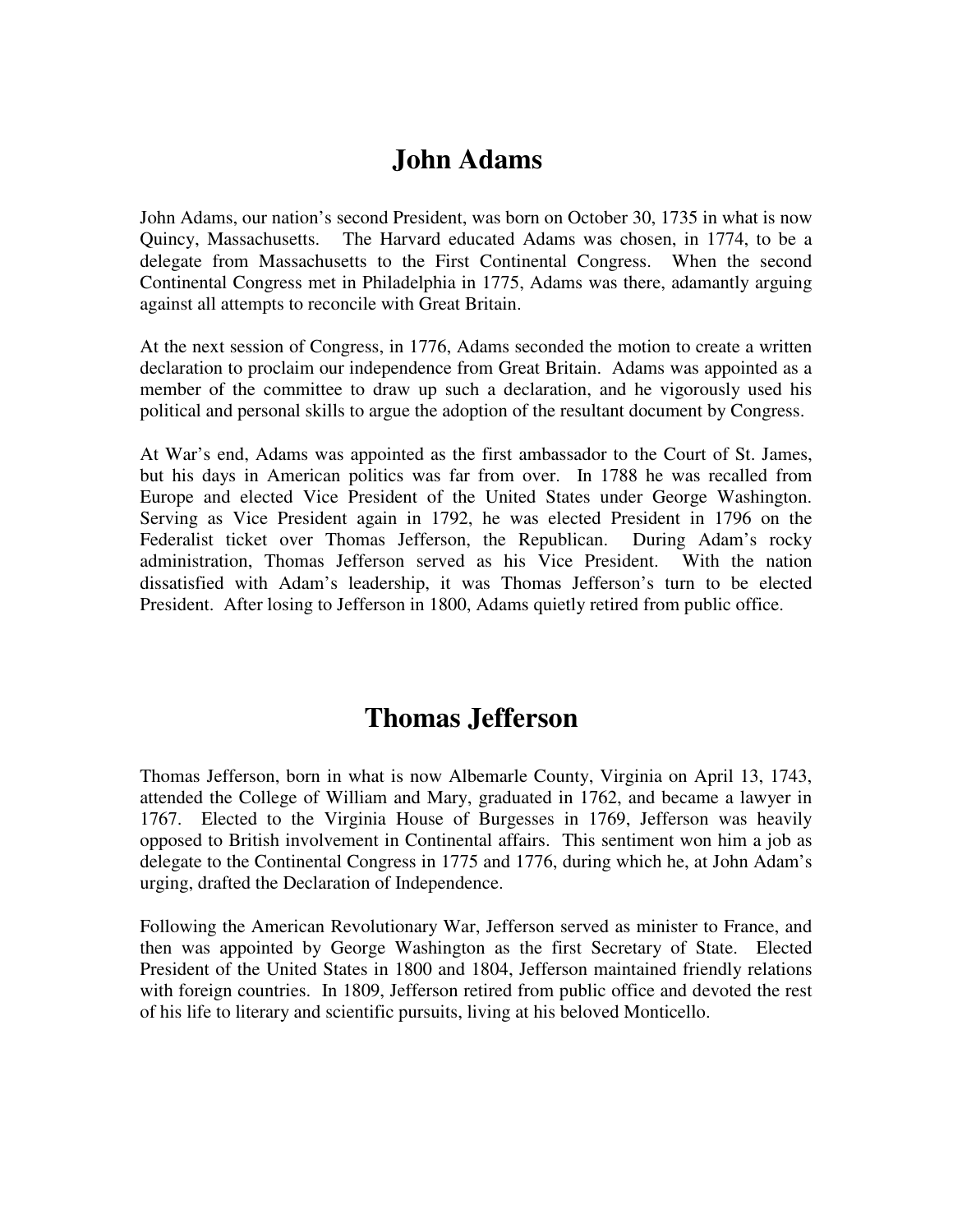# John Adams

John Adams, our nation's second President, was born on October 30, 1735 in what is now Quincy, Massachusetts. The Harvard educated Adams was chosen, in 1774, to be a delegate from Massachusetts to the First Continental Congress. When the second Continental Congress met in Philadelphia in 1775, Adams was there, adamantly arguing against all attempts to reconcile with Great Britain.

At the next session of Congress, in 1776, Adams seconded the motion to create a written declaration to proclaim our independence from Great Britain. Adams was appointed as a member of the committee to draw up such a declaration, and he vigorously used his political and personal skills to argue the adoption of the resultant document by Congress.

At War's end, Adams was appointed as the first ambassador to the Court of St. James, but his days in American politics was far from over. In 1788 he was recalled from Europe and elected Vice President of the United States under George Washington. Serving as Vice President again in 1792, he was elected President in 1796 on the Federalist ticket over Thomas Jefferson, the Republican. During Adam's rocky administration, Thomas Jefferson served as his Vice President. With the nation dissatisfied with Adam's leadership, it was Thomas Jefferson's turn to be elected President. After losing to Jefferson in 1800, Adams quietly retired from public office.

# Thomas Jefferson

Thomas Jefferson, born in what is now Albemarle County, Virginia on April 13, 1743, attended the College of William and Mary, graduated in 1762, and became a lawyer in 1767. Elected to the Virginia House of Burgesses in 1769, Jefferson was heavily opposed to British involvement in Continental affairs. This sentiment won him a job as delegate to the Continental Congress in 1775 and 1776, during which he, at John Adam's urging, drafted the Declaration of Independence.

Following the American Revolutionary War, Jefferson served as minister to France, and then was appointed by George Washington as the first Secretary of State. Elected President of the United States in 1800 and 1804, Jefferson maintained friendly relations with foreign countries. In 1809, Jefferson retired from public office and devoted the rest of his life to literary and scientific pursuits, living at his beloved Monticello.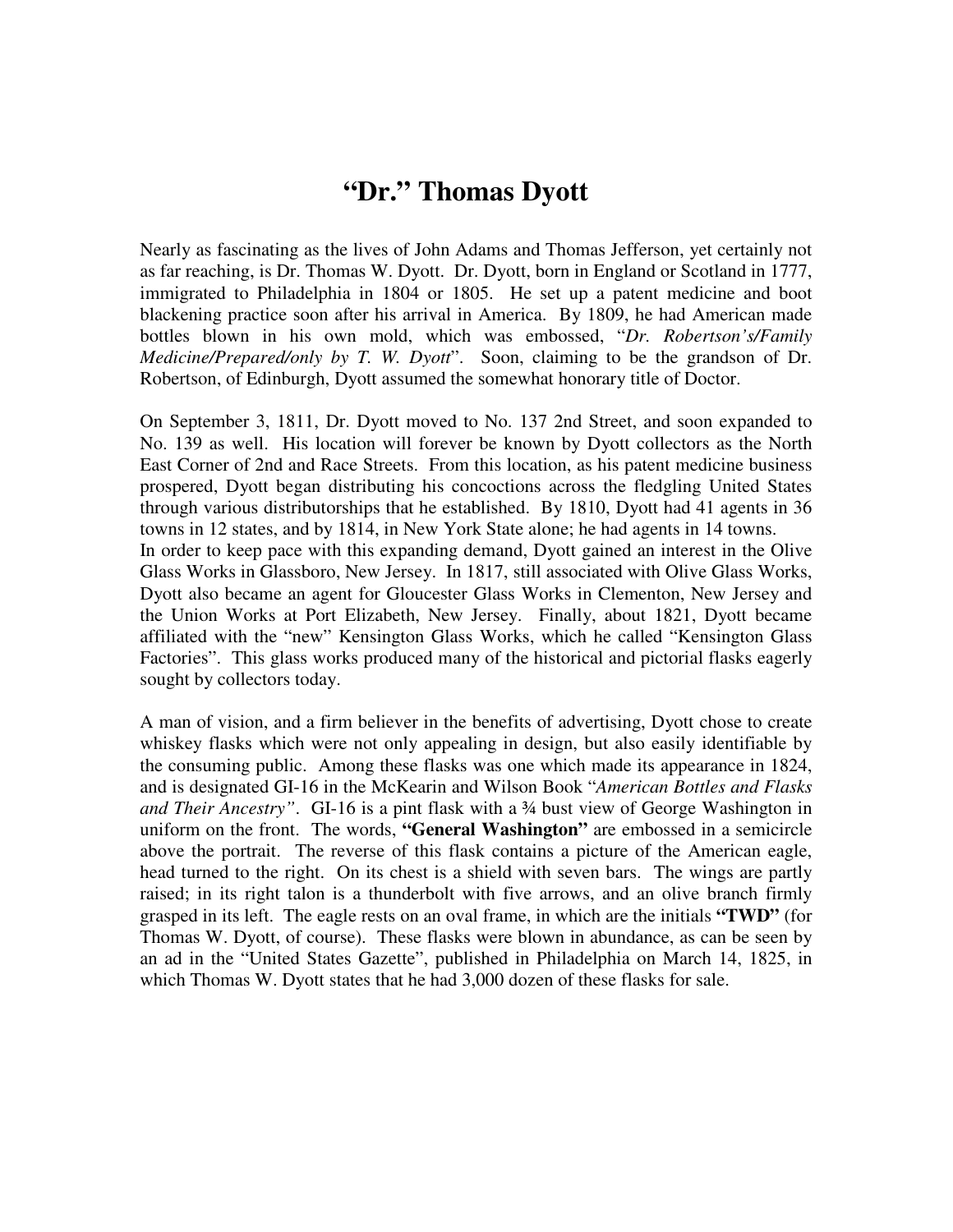# "Dr." Thomas Dyott

Nearly as fascinating as the lives of John Adams and Thomas Jefferson, yet certainly not as far reaching, is Dr. Thomas W. Dyott. Dr. Dyott, born in England or Scotland in 1777, immigrated to Philadelphia in 1804 or 1805. He set up a patent medicine and boot blackening practice soon after his arrival in America. By 1809, he had American made bottles blown in his own mold, which was embossed, "*Dr. Robertson's/Family Medicine/Prepared/only by T. W. Dyott*". Soon, claiming to be the grandson of Dr. Robertson, of Edinburgh, Dyott assumed the somewhat honorary title of Doctor.

On September 3, 1811, Dr. Dyott moved to No. 137 2nd Street, and soon expanded to No. 139 as well. His location will forever be known by Dyott collectors as the North East Corner of 2nd and Race Streets. From this location, as his patent medicine business prospered, Dyott began distributing his concoctions across the fledgling United States through various distributorships that he established. By 1810, Dyott had 41 agents in 36 towns in 12 states, and by 1814, in New York State alone; he had agents in 14 towns.
In order to keep pace with this expanding demand, Dyott gained an interest in the Olive Glass Works in Glassboro, New Jersey. In 1817, still associated with Olive Glass Works, Dyott also became an agent for Gloucester Glass Works in Clementon, New Jersey and the Union Works at Port Elizabeth, New Jersey. Finally, about 1821, Dyott became affiliated with the "new" Kensington Glass Works, which he called "Kensington Glass Factories". This glass works produced many of the historical and pictorial flasks eagerly sought by collectors today.

A man of vision, and a firm believer in the benefits of advertising, Dyott chose to create whiskey flasks which were not only appealing in design, but also easily identifiable by the consuming public. Among these flasks was one which made its appearance in 1824, and is designated GI-16 in the McKearin and Wilson Book "*American Bottles and Flasks and Their Ancestry"*. GI-16 is a pint flask with a ¾ bust view of George Washington in uniform on the front. The words, **"General Washington"** are embossed in a semicircle above the portrait. The reverse of this flask contains a picture of the American eagle, head turned to the right. On its chest is a shield with seven bars. The wings are partly raised; in its right talon is a thunderbolt with five arrows, and an olive branch firmly grasped in its left. The eagle rests on an oval frame, in which are the initials **"TWD"** (for Thomas W. Dyott, of course). These flasks were blown in abundance, as can be seen by an ad in the "United States Gazette", published in Philadelphia on March 14, 1825, in which Thomas W. Dyott states that he had 3,000 dozen of these flasks for sale.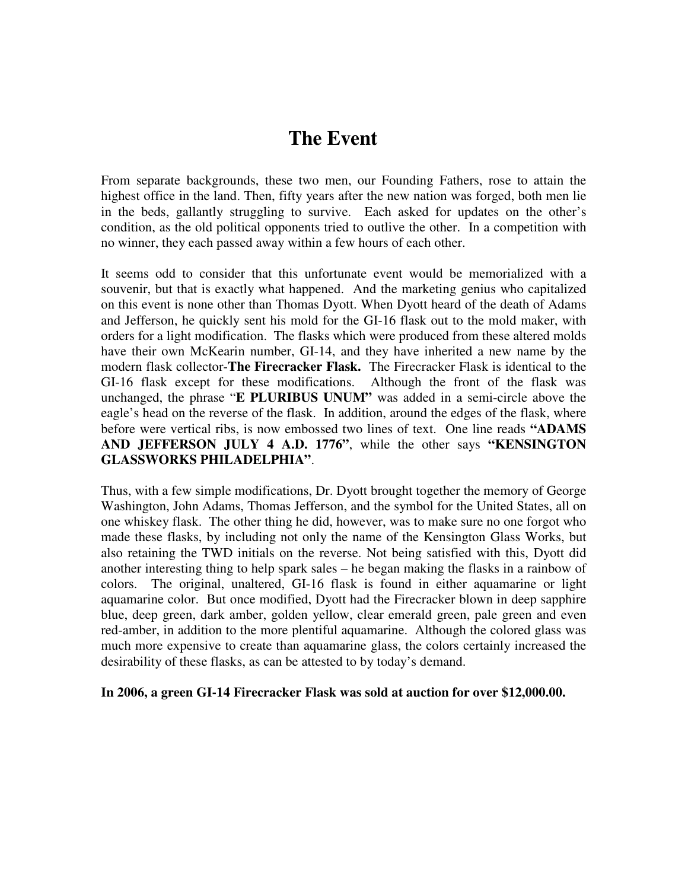# The Event

From separate backgrounds, these two men, our Founding Fathers, rose to attain the highest office in the land. Then, fifty years after the new nation was forged, both men lie in the beds, gallantly struggling to survive. Each asked for updates on the other's condition, as the old political opponents tried to outlive the other. In a competition with no winner, they each passed away within a few hours of each other.

It seems odd to consider that this unfortunate event would be memorialized with a souvenir, but that is exactly what happened. And the marketing genius who capitalized on this event is none other than Thomas Dyott. When Dyott heard of the death of Adams and Jefferson, he quickly sent his mold for the GI-16 flask out to the mold maker, with orders for a light modification. The flasks which were produced from these altered molds have their own McKearin number, GI-14, and they have inherited a new name by the modern flask collector-**The Firecracker Flask.** The Firecracker Flask is identical to the GI-16 flask except for these modifications. Although the front of the flask was unchanged, the phrase "**E PLURIBUS UNUM"** was added in a semi-circle above the eagle's head on the reverse of the flask. In addition, around the edges of the flask, where before were vertical ribs, is now embossed two lines of text. One line reads **"ADAMS AND JEFFERSON JULY 4 A.D. 1776"**, while the other says **"KENSINGTON GLASSWORKS PHILADELPHIA"**.

Thus, with a few simple modifications, Dr. Dyott brought together the memory of George Washington, John Adams, Thomas Jefferson, and the symbol for the United States, all on one whiskey flask. The other thing he did, however, was to make sure no one forgot who made these flasks, by including not only the name of the Kensington Glass Works, but also retaining the TWD initials on the reverse. Not being satisfied with this, Dyott did another interesting thing to help spark sales – he began making the flasks in a rainbow of colors. The original, unaltered, GI-16 flask is found in either aquamarine or light aquamarine color. But once modified, Dyott had the Firecracker blown in deep sapphire blue, deep green, dark amber, golden yellow, clear emerald green, pale green and even red-amber, in addition to the more plentiful aquamarine. Although the colored glass was much more expensive to create than aquamarine glass, the colors certainly increased the desirability of these flasks, as can be attested to by today's demand.

**In 2006, a green GI-14 Firecracker Flask was sold at auction for over $12,000.00.**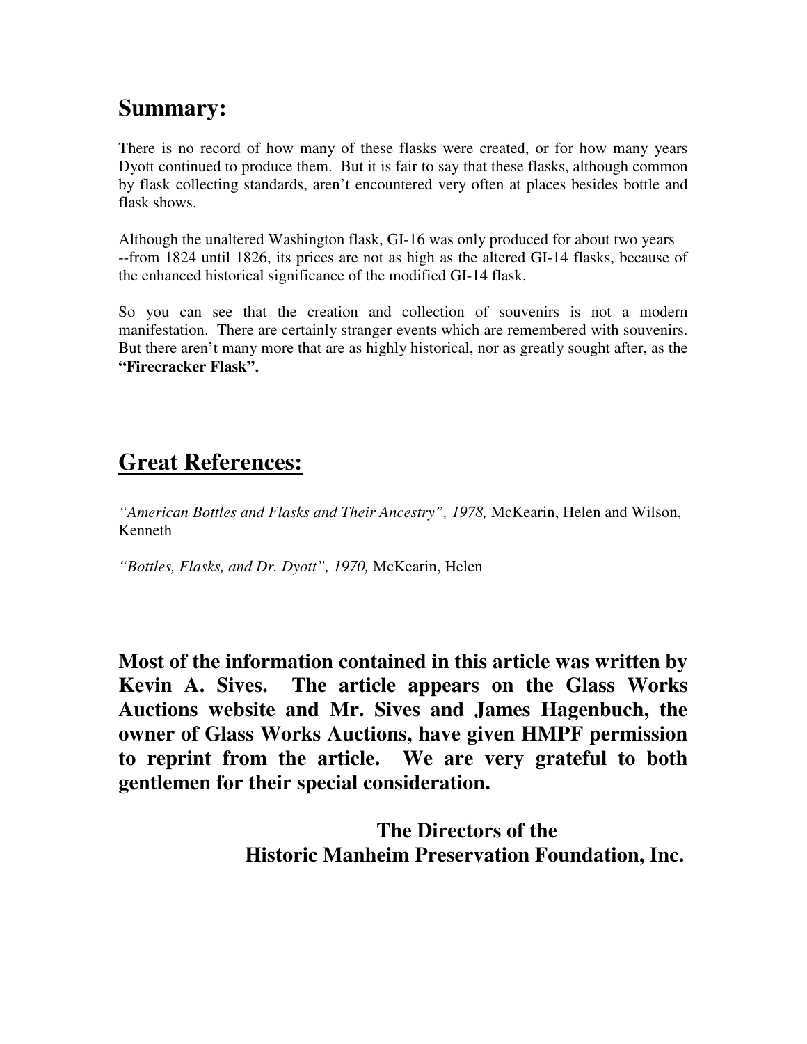## Summary:

There is no record of how many of these flasks were created, or for how many years Dyott continued to produce them. But it is fair to say that these flasks, although common by flask collecting standards, aren't encountered very often at places besides bottle and flask shows.

Although the unaltered Washington flask, GI-16 was only produced for about two years --from 1824 until 1826, its prices are not as high as the altered GI-14 flasks, because of the enhanced historical significance of the modified GI-14 flask.

So you can see that the creation and collection of souvenirs is not a modern manifestation. There are certainly stranger events which are remembered with souvenirs. But there aren't many more that are as highly historical, nor as greatly sought after, as the **"Firecracker Flask".**

## Great References:

*"American Bottles and Flasks and Their Ancestry", 1978,* McKearin, Helen and Wilson, Kenneth

*"Bottles, Flasks, and Dr. Dyott", 1970,* McKearin, Helen

**Most of the information contained in this article was written by Kevin A. Sives. The article appears on the Glass Works Auctions website and Mr. Sives and James Hagenbuch, the owner of Glass Works Auctions, have given HMPF permission to reprint from the article. We are very grateful to both gentlemen for their special consideration.**

**The Directors of the**
**Historic Manheim Preservation Foundation, Inc.**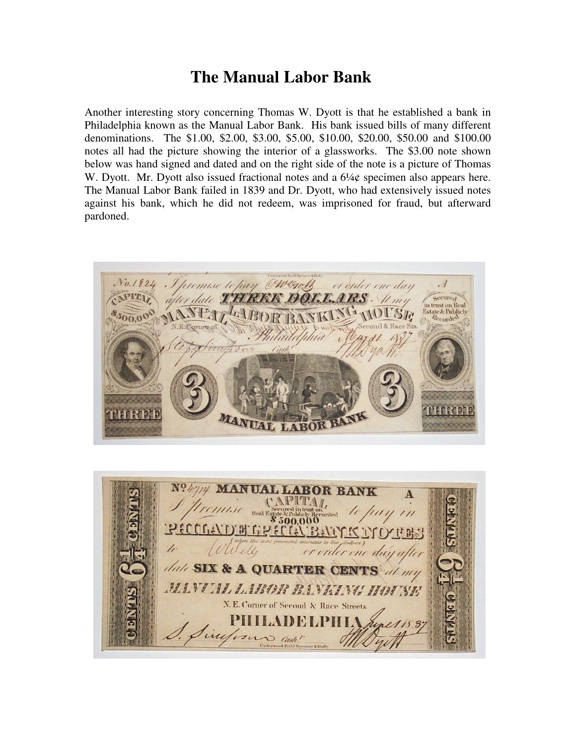# The Manual Labor Bank

Another interesting story concerning Thomas W. Dyott is that he established a bank in Philadelphia known as the Manual Labor Bank. His bank issued bills of many different denominations. The \$1.00, \$2.00, \$3.00, \$5.00, \$10.00, \$20.00, \$50.00 and \$100.00 notes all had the picture showing the interior of a glassworks. The \$3.00 note shown below was hand signed and dated and on the right side of the note is a picture of Thomas W. Dyott. Mr. Dyott also issued fractional notes and a 6¼¢ specimen also appears here. The Manual Labor Bank failed in 1839 and Dr. Dyott, who had extensively issued notes against his bank, which he did not redeem, was imprisoned for fraud, but afterward pardoned.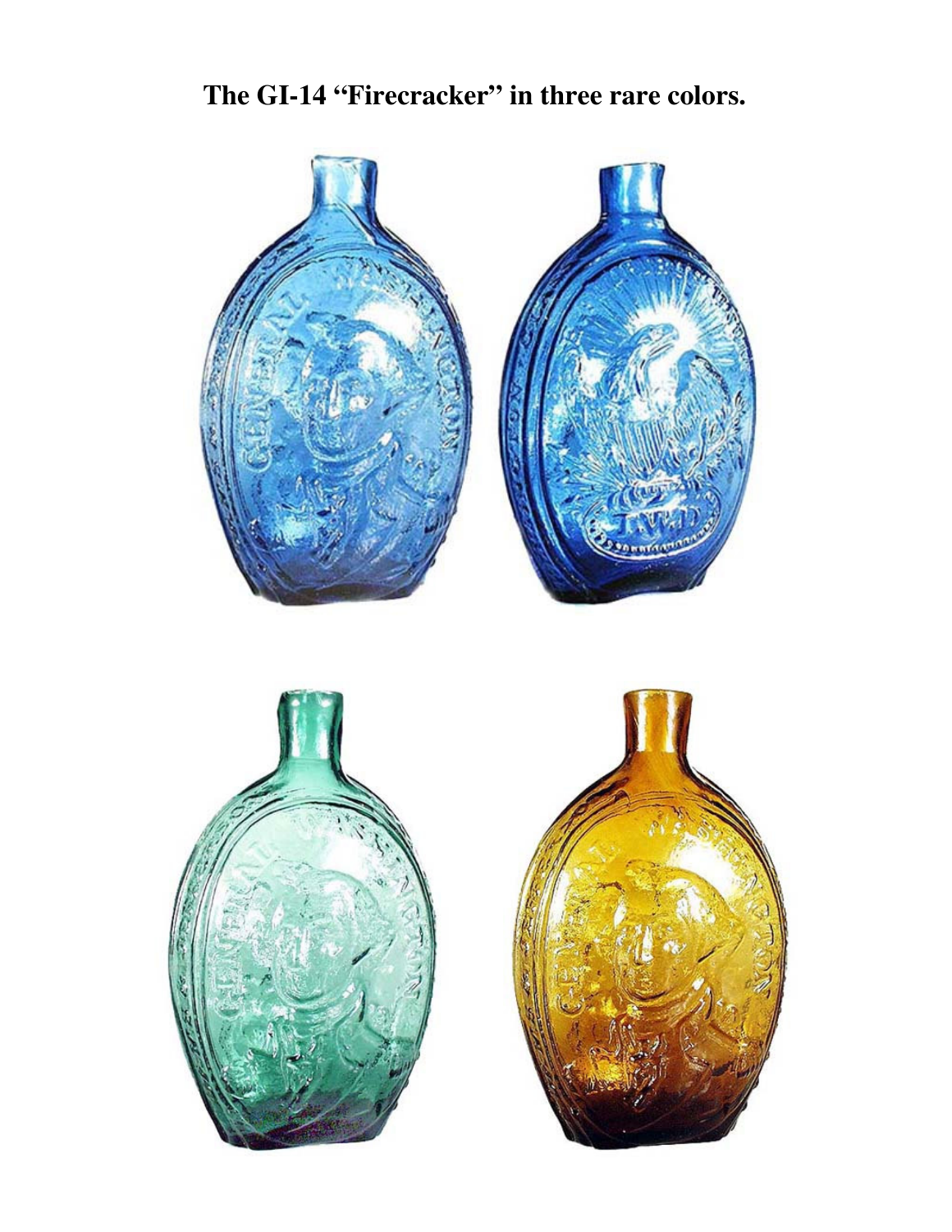**The GI-14 "Firecracker" in three rare colors.**